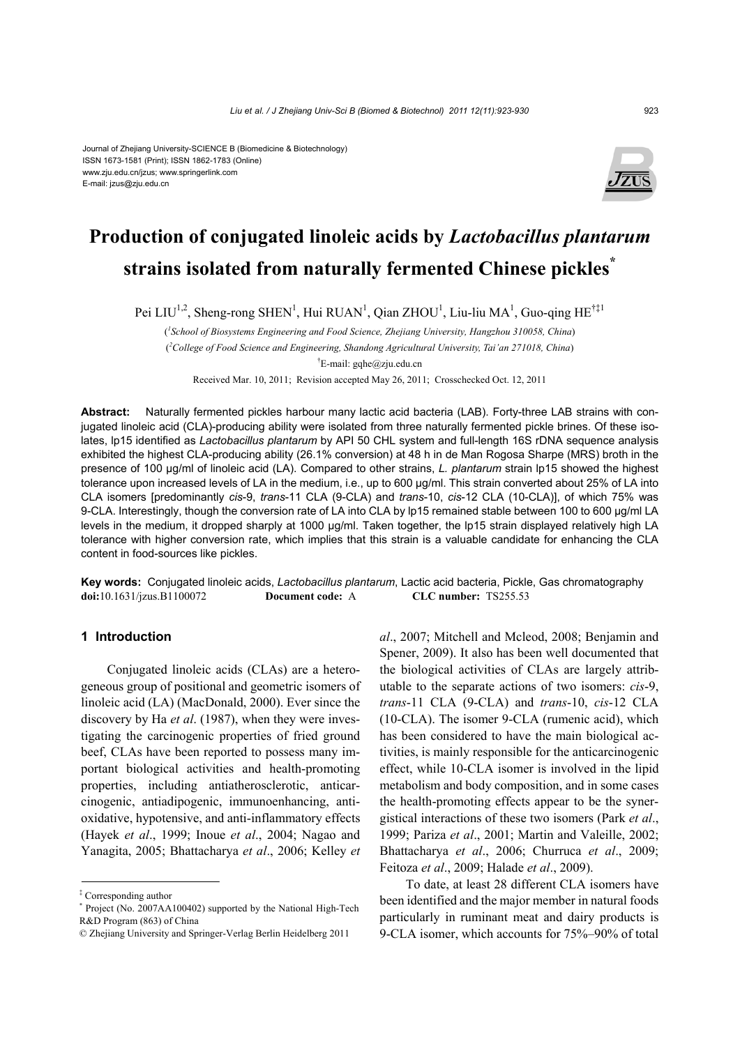Journal of Zhejiang University-SCIENCE B (Biomedicine & Biotechnology)
ISSN 1673-1581 (Print); ISSN 1862-1783 (Online)
www.zju.edu.cn/jzus; www.springerlink.com
E-mail: jzus@zju.edu.cn

# Production of conjugated linoleic acids by *Lactobacillus plantarum* strains isolated from naturally fermented Chinese pickles[*]

Pei LIU[1,2], Sheng-rong SHEN[1], Hui RUAN[1], Qian ZHOU[1], Liu-liu MA[1], Guo-qing HE[†‡1]

([1]*School of Biosystems Engineering and Food Science, Zhejiang University, Hangzhou 310058, China*)

([2]*College of Food Science and Engineering, Shandong Agricultural University, Tai'an 271018, China*)

[†]E-mail: gqhe@zju.edu.cn

Received Mar. 10, 2011; Revision accepted May 26, 2011; Crosschecked Oct. 12, 2011

**Abstract:** Naturally fermented pickles harbour many lactic acid bacteria (LAB). Forty-three LAB strains with conjugated linoleic acid (CLA)-producing ability were isolated from three naturally fermented pickle brines. Of these isolates, lp15 identified as *Lactobacillus plantarum* by API 50 CHL system and full-length 16S rDNA sequence analysis exhibited the highest CLA-producing ability (26.1% conversion) at 48 h in de Man Rogosa Sharpe (MRS) broth in the presence of 100 μg/ml of linoleic acid (LA). Compared to other strains, *L. plantarum* strain lp15 showed the highest tolerance upon increased levels of LA in the medium, i.e., up to 600 μg/ml. This strain converted about 25% of LA into CLA isomers [predominantly *cis*-9, *trans*-11 CLA (9-CLA) and *trans*-10, *cis*-12 CLA (10-CLA)], of which 75% was 9-CLA. Interestingly, though the conversion rate of LA into CLA by lp15 remained stable between 100 to 600 μg/ml LA levels in the medium, it dropped sharply at 1000 μg/ml. Taken together, the lp15 strain displayed relatively high LA tolerance with higher conversion rate, which implies that this strain is a valuable candidate for enhancing the CLA content in food-sources like pickles.

**Key words:** Conjugated linoleic acids, *Lactobacillus plantarum*, Lactic acid bacteria, Pickle, Gas chromatography
**doi:**10.1631/jzus.B1100072 **Document code:** A **CLC number:** TS255.53

## 1 Introduction

Conjugated linoleic acids (CLAs) are a heterogeneous group of positional and geometric isomers of linoleic acid (LA) (MacDonald, 2000). Ever since the discovery by Ha *et al*. (1987), when they were investigating the carcinogenic properties of fried ground beef, CLAs have been reported to possess many important biological activities and health-promoting properties, including antiatherosclerotic, anticarcinogenic, antiadipogenic, immunoenhancing, antioxidative, hypotensive, and anti-inflammatory effects (Hayek *et al*., 1999; Inoue *et al*., 2004; Nagao and Yanagita, 2005; Bhattacharya *et al*., 2006; Kelley *et al*., 2007; Mitchell and Mcleod, 2008; Benjamin and Spener, 2009). It also has been well documented that the biological activities of CLAs are largely attributable to the separate actions of two isomers: *cis*-9, *trans*-11 CLA (9-CLA) and *trans*-10, *cis*-12 CLA (10-CLA). The isomer 9-CLA (rumenic acid), which has been considered to have the main biological activities, is mainly responsible for the anticarcinogenic effect, while 10-CLA isomer is involved in the lipid metabolism and body composition, and in some cases the health-promoting effects appear to be the synergistical interactions of these two isomers (Park *et al*., 1999; Pariza *et al*., 2001; Martin and Valeille, 2002; Bhattacharya *et al*., 2006; Churruca *et al*., 2009; Feitoza *et al*., 2009; Halade *et al*., 2009).

To date, at least 28 different CLA isomers have been identified and the major member in natural foods particularly in ruminant meat and dairy products is 9-CLA isomer, which accounts for 75%–90% of total

[‡] Corresponding author
[*] Project (No. 2007AA100402) supported by the National High-Tech R&D Program (863) of China
© Zhejiang University and Springer-Verlag Berlin Heidelberg 2011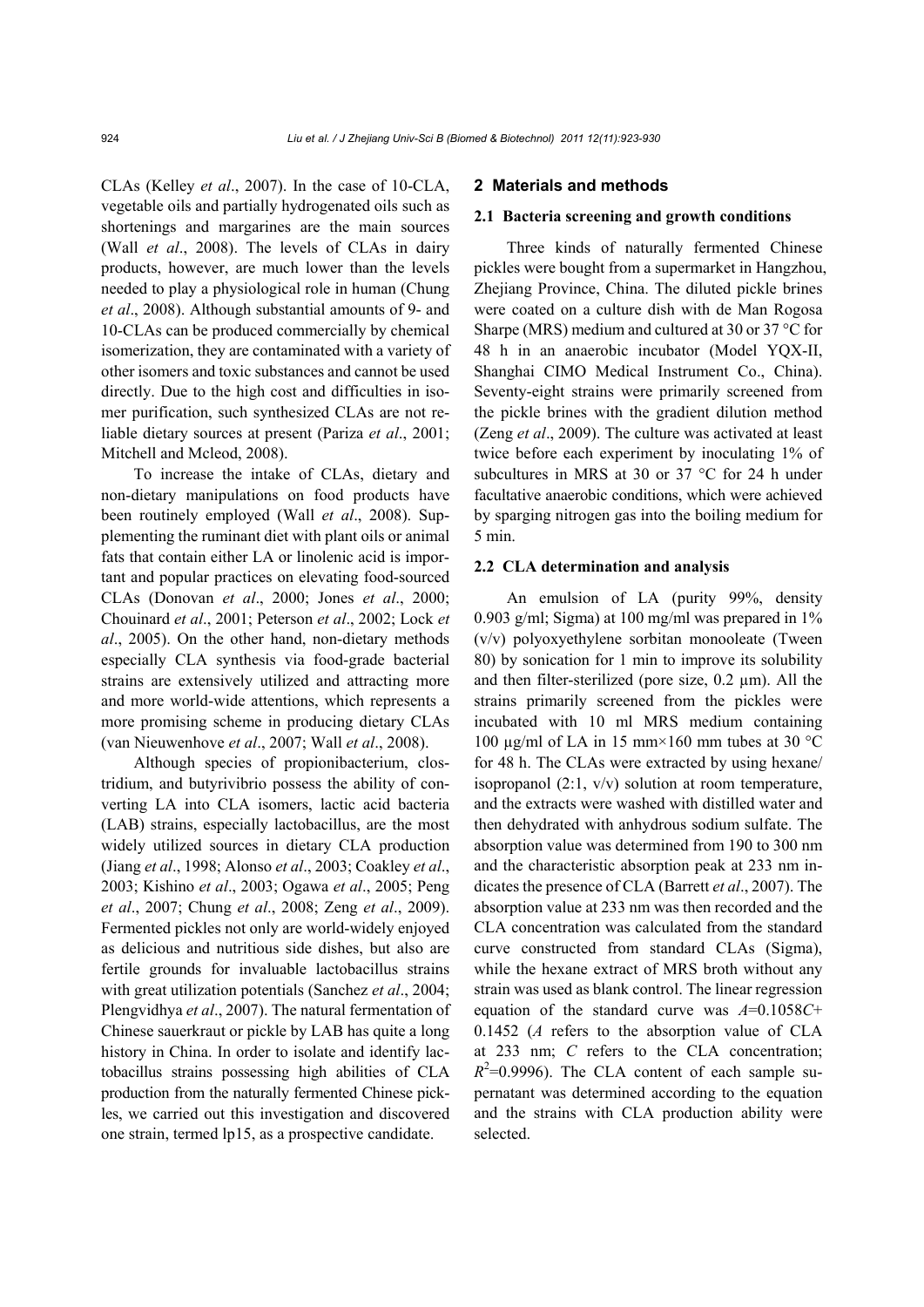CLAs (Kelley *et al*., 2007). In the case of 10-CLA, vegetable oils and partially hydrogenated oils such as shortenings and margarines are the main sources (Wall *et al*., 2008). The levels of CLAs in dairy products, however, are much lower than the levels needed to play a physiological role in human (Chung *et al*., 2008). Although substantial amounts of 9- and 10-CLAs can be produced commercially by chemical isomerization, they are contaminated with a variety of other isomers and toxic substances and cannot be used directly. Due to the high cost and difficulties in isomer purification, such synthesized CLAs are not reliable dietary sources at present (Pariza *et al*., 2001; Mitchell and Mcleod, 2008).

To increase the intake of CLAs, dietary and non-dietary manipulations on food products have been routinely employed (Wall *et al*., 2008). Supplementing the ruminant diet with plant oils or animal fats that contain either LA or linolenic acid is important and popular practices on elevating food-sourced CLAs (Donovan *et al*., 2000; Jones *et al*., 2000; Chouinard *et al*., 2001; Peterson *et al*., 2002; Lock *et al*., 2005). On the other hand, non-dietary methods especially CLA synthesis via food-grade bacterial strains are extensively utilized and attracting more and more world-wide attentions, which represents a more promising scheme in producing dietary CLAs (van Nieuwenhove *et al*., 2007; Wall *et al*., 2008).

Although species of propionibacterium, clostridium, and butyrivibrio possess the ability of converting LA into CLA isomers, lactic acid bacteria (LAB) strains, especially lactobacillus, are the most widely utilized sources in dietary CLA production (Jiang *et al*., 1998; Alonso *et al*., 2003; Coakley *et al*., 2003; Kishino *et al*., 2003; Ogawa *et al*., 2005; Peng *et al*., 2007; Chung *et al*., 2008; Zeng *et al*., 2009). Fermented pickles not only are world-widely enjoyed as delicious and nutritious side dishes, but also are fertile grounds for invaluable lactobacillus strains with great utilization potentials (Sanchez *et al*., 2004; Plengvidhya *et al*., 2007). The natural fermentation of Chinese sauerkraut or pickle by LAB has quite a long history in China. In order to isolate and identify lactobacillus strains possessing high abilities of CLA production from the naturally fermented Chinese pickles, we carried out this investigation and discovered one strain, termed lp15, as a prospective candidate.

## 2 Materials and methods

### 2.1 Bacteria screening and growth conditions

Three kinds of naturally fermented Chinese pickles were bought from a supermarket in Hangzhou, Zhejiang Province, China. The diluted pickle brines were coated on a culture dish with de Man Rogosa Sharpe (MRS) medium and cultured at 30 or 37 °C for 48 h in an anaerobic incubator (Model YQX-II, Shanghai CIMO Medical Instrument Co., China). Seventy-eight strains were primarily screened from the pickle brines with the gradient dilution method (Zeng *et al*., 2009). The culture was activated at least twice before each experiment by inoculating 1% of subcultures in MRS at 30 or 37 °C for 24 h under facultative anaerobic conditions, which were achieved by sparging nitrogen gas into the boiling medium for 5 min.

### 2.2 CLA determination and analysis

An emulsion of LA (purity 99%, density 0.903 g/ml; Sigma) at 100 mg/ml was prepared in 1% (v/v) polyoxyethylene sorbitan monooleate (Tween 80) by sonication for 1 min to improve its solubility and then filter-sterilized (pore size, 0.2 μm). All the strains primarily screened from the pickles were incubated with 10 ml MRS medium containing 100 μg/ml of LA in 15 mm×160 mm tubes at 30 °C for 48 h. The CLAs were extracted by using hexane/isopropanol (2:1, v/v) solution at room temperature, and the extracts were washed with distilled water and then dehydrated with anhydrous sodium sulfate. The absorption value was determined from 190 to 300 nm and the characteristic absorption peak at 233 nm indicates the presence of CLA (Barrett *et al*., 2007). The absorption value at 233 nm was then recorded and the CLA concentration was calculated from the standard curve constructed from standard CLAs (Sigma), while the hexane extract of MRS broth without any strain was used as blank control. The linear regression equation of the standard curve was $A=0.1058C+0.1452$ ($A$ refers to the absorption value of CLA at 233 nm; $C$ refers to the CLA concentration; $R^2=0.9996$). The CLA content of each sample supernatant was determined according to the equation and the strains with CLA production ability were selected.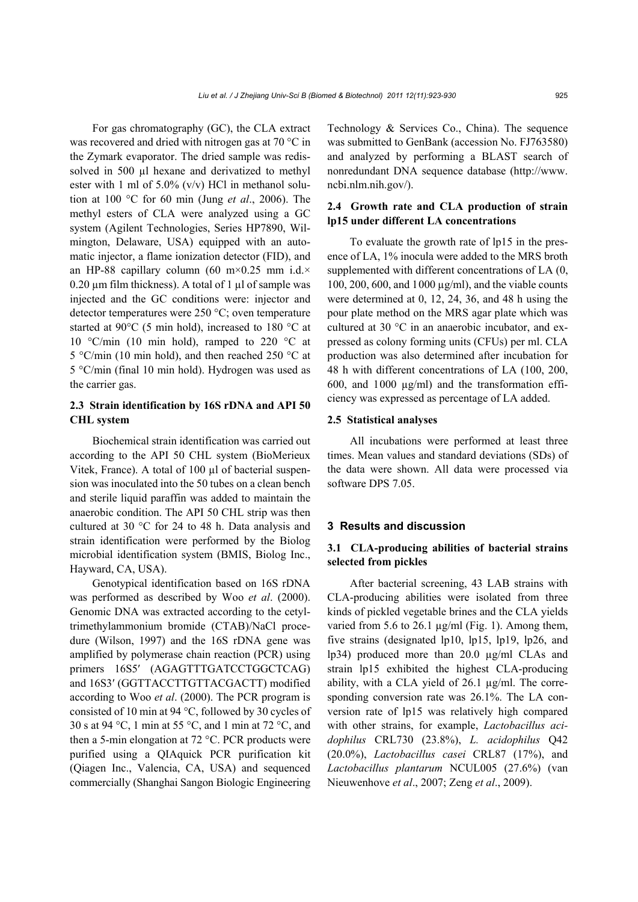For gas chromatography (GC), the CLA extract was recovered and dried with nitrogen gas at 70 °C in the Zymark evaporator. The dried sample was redissolved in 500 µl hexane and derivatized to methyl ester with 1 ml of 5.0% (v/v) HCl in methanol solution at 100 °C for 60 min (Jung *et al*., 2006). The methyl esters of CLA were analyzed using a GC system (Agilent Technologies, Series HP7890, Wilmington, Delaware, USA) equipped with an automatic injector, a flame ionization detector (FID), and an HP-88 capillary column (60 m×0.25 mm i.d.× 0.20 µm film thickness). A total of 1 µl of sample was injected and the GC conditions were: injector and detector temperatures were 250 °C; oven temperature started at 90°C (5 min hold), increased to 180 °C at 10 °C/min (10 min hold), ramped to 220 °C at 5 °C/min (10 min hold), and then reached 250 °C at 5 °C/min (final 10 min hold). Hydrogen was used as the carrier gas.

### 2.3 Strain identification by 16S rDNA and API 50 CHL system

Biochemical strain identification was carried out according to the API 50 CHL system (BioMerieux Vitek, France). A total of 100 µl of bacterial suspension was inoculated into the 50 tubes on a clean bench and sterile liquid paraffin was added to maintain the anaerobic condition. The API 50 CHL strip was then cultured at 30 °C for 24 to 48 h. Data analysis and strain identification were performed by the Biolog microbial identification system (BMIS, Biolog Inc., Hayward, CA, USA).

Genotypical identification based on 16S rDNA was performed as described by Woo *et al*. (2000). Genomic DNA was extracted according to the cetyltrimethylammonium bromide (CTAB)/NaCl procedure (Wilson, 1997) and the 16S rDNA gene was amplified by polymerase chain reaction (PCR) using primers 16S5′ (AGAGTTTGATCCTGGCTCAG) and 16S3′ (GGTTACCTTGTTACGACTT) modified according to Woo *et al*. (2000). The PCR program is consisted of 10 min at 94 °C, followed by 30 cycles of 30 s at 94 °C, 1 min at 55 °C, and 1 min at 72 °C, and then a 5-min elongation at 72 °C. PCR products were purified using a QIAquick PCR purification kit (Qiagen Inc., Valencia, CA, USA) and sequenced commercially (Shanghai Sangon Biologic Engineering Technology & Services Co., China). The sequence was submitted to GenBank (accession No. FJ763580) and analyzed by performing a BLAST search of nonredundant DNA sequence database (http://www.ncbi.nlm.nih.gov/).

### 2.4 Growth rate and CLA production of strain lp15 under different LA concentrations

To evaluate the growth rate of lp15 in the presence of LA, 1% inocula were added to the MRS broth supplemented with different concentrations of LA (0, 100, 200, 600, and 1000 µg/ml), and the viable counts were determined at 0, 12, 24, 36, and 48 h using the pour plate method on the MRS agar plate which was cultured at 30 °C in an anaerobic incubator, and expressed as colony forming units (CFUs) per ml. CLA production was also determined after incubation for 48 h with different concentrations of LA (100, 200, 600, and 1000 µg/ml) and the transformation efficiency was expressed as percentage of LA added.

### 2.5 Statistical analyses

All incubations were performed at least three times. Mean values and standard deviations (SDs) of the data were shown. All data were processed via software DPS 7.05.

## 3 Results and discussion

### 3.1 CLA-producing abilities of bacterial strains selected from pickles

After bacterial screening, 43 LAB strains with CLA-producing abilities were isolated from three kinds of pickled vegetable brines and the CLA yields varied from 5.6 to 26.1 µg/ml (Fig. 1). Among them, five strains (designated lp10, lp15, lp19, lp26, and lp34) produced more than 20.0 µg/ml CLAs and strain lp15 exhibited the highest CLA-producing ability, with a CLA yield of 26.1 µg/ml. The corresponding conversion rate was 26.1%. The LA conversion rate of lp15 was relatively high compared with other strains, for example, *Lactobacillus acidophilus* CRL730 (23.8%), *L. acidophilus* Q42 (20.0%), *Lactobacillus casei* CRL87 (17%), and *Lactobacillus plantarum* NCUL005 (27.6%) (van Nieuwenhove *et al*., 2007; Zeng *et al*., 2009).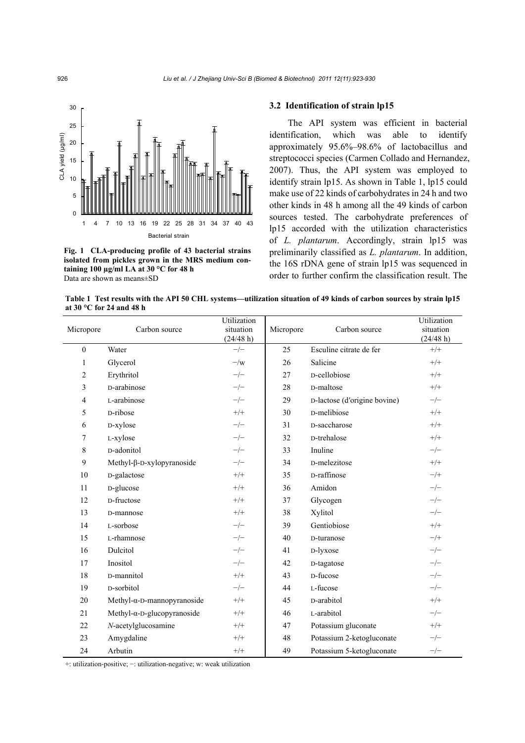Fig. 1 CLA-producing profile of 43 bacterial strains isolated from pickles grown in the MRS medium containing 100 μg/ml LA at 30 °C for 48 h
Data are shown as means±SD

### 3.2 Identification of strain lp15

The API system was efficient in bacterial identification, which was able to identify approximately 95.6%–98.6% of lactobacillus and streptococci species (Carmen Collado and Hernandez, 2007). Thus, the API system was employed to identify strain lp15. As shown in Table 1, lp15 could make use of 22 kinds of carbohydrates in 24 h and two other kinds in 48 h among all the 49 kinds of carbon sources tested. The carbohydrate preferences of lp15 accorded with the utilization characteristics of *L. plantarum*. Accordingly, strain lp15 was preliminarily classified as *L. plantarum*. In addition, the 16S rDNA gene of strain lp15 was sequenced in order to further confirm the classification result. The

**Table 1 Test results with the API 50 CHL systems—utilization situation of 49 kinds of carbon sources by strain lp15 at 30 °C for 24 and 48 h**

| Micropore | Carbon source | Utilization situation (24/48 h) | Micropore | Carbon source | Utilization situation (24/48 h) |
|---|---|---|---|---|---|
| 0 | Water | −/− | 25 | Esculine citrate de fer | +/+ |
| 1 | Glycerol | −/w | 26 | Salicine | +/+ |
| 2 | Erythritol | −/− | 27 | D-cellobiose | +/+ |
| 3 | D-arabinose | −/− | 28 | D-maltose | +/+ |
| 4 | L-arabinose | −/− | 29 | D-lactose (d′origine bovine) | −/− |
| 5 | D-ribose | +/+ | 30 | D-melibiose | +/+ |
| 6 | D-xylose | −/− | 31 | D-saccharose | +/+ |
| 7 | L-xylose | −/− | 32 | D-trehalose | +/+ |
| 8 | D-adonitol | −/− | 33 | Inuline | −/− |
| 9 | Methyl-β-D-xylopyranoside | −/− | 34 | D-melezitose | +/+ |
| 10 | D-galactose | +/+ | 35 | D-raffinose | −/+ |
| 11 | D-glucose | +/+ | 36 | Amidon | −/− |
| 12 | D-fructose | +/+ | 37 | Glycogen | −/− |
| 13 | D-mannose | +/+ | 38 | Xylitol | −/− |
| 14 | L-sorbose | −/− | 39 | Gentiobiose | +/+ |
| 15 | L-rhamnose | −/− | 40 | D-turanose | −/+ |
| 16 | Dulcitol | −/− | 41 | D-lyxose | −/− |
| 17 | Inositol | −/− | 42 | D-tagatose | −/− |
| 18 | D-mannitol | +/+ | 43 | D-fucose | −/− |
| 19 | D-sorbitol | −/− | 44 | L-fucose | −/− |
| 20 | Methyl-α-D-mannopyranoside | +/+ | 45 | D-arabitol | +/+ |
| 21 | Methyl-α-D-glucopyranoside | +/+ | 46 | L-arabitol | −/− |
| 22 | *N*-acetylglucosamine | +/+ | 47 | Potassium gluconate | +/+ |
| 23 | Amygdaline | +/+ | 48 | Potassium 2-ketogluconate | −/− |
| 24 | Arbutin | +/+ | 49 | Potassium 5-ketogluconate | −/− |

+: utilization-positive; −: utilization-negative; w: weak utilization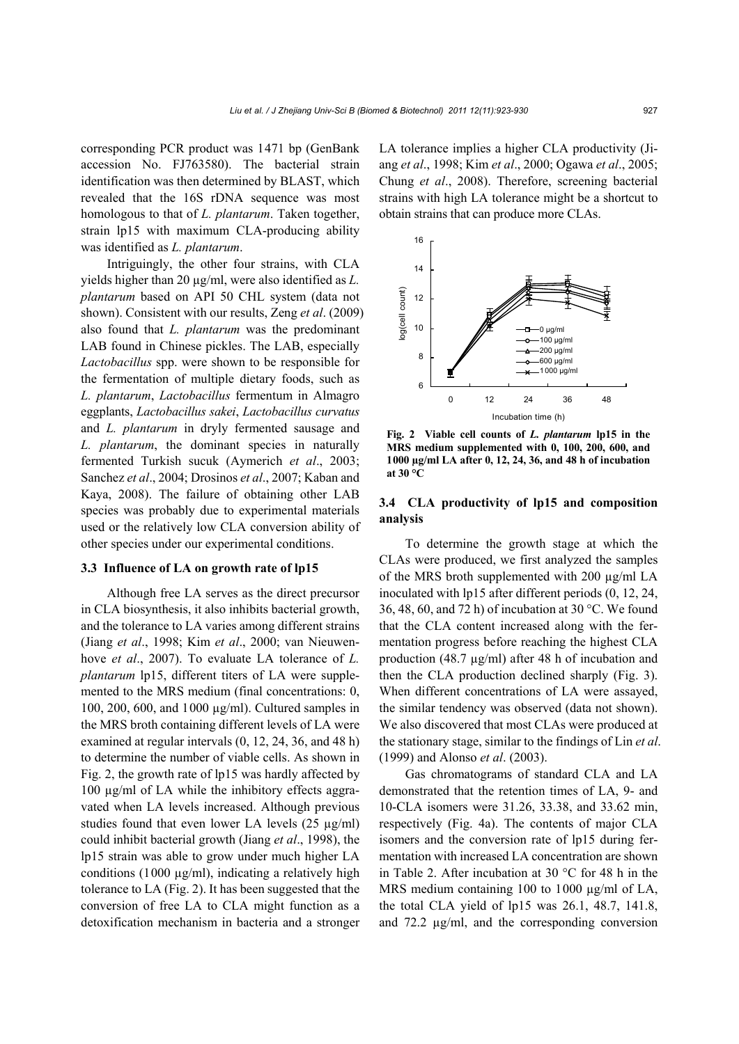corresponding PCR product was 1471 bp (GenBank accession No. FJ763580). The bacterial strain identification was then determined by BLAST, which revealed that the 16S rDNA sequence was most homologous to that of *L. plantarum*. Taken together, strain lp15 with maximum CLA-producing ability was identified as *L. plantarum*.

Intriguingly, the other four strains, with CLA yields higher than 20 µg/ml, were also identified as *L. plantarum* based on API 50 CHL system (data not shown). Consistent with our results, Zeng *et al*. (2009) also found that *L. plantarum* was the predominant LAB found in Chinese pickles. The LAB, especially *Lactobacillus* spp. were shown to be responsible for the fermentation of multiple dietary foods, such as *L. plantarum*, *Lactobacillus* fermentum in Almagro eggplants, *Lactobacillus sakei*, *Lactobacillus curvatus* and *L. plantarum* in dryly fermented sausage and *L. plantarum*, the dominant species in naturally fermented Turkish sucuk (Aymerich *et al*., 2003; Sanchez *et al*., 2004; Drosinos *et al*., 2007; Kaban and Kaya, 2008). The failure of obtaining other LAB species was probably due to experimental materials used or the relatively low CLA conversion ability of other species under our experimental conditions.

### 3.3 Influence of LA on growth rate of lp15

Although free LA serves as the direct precursor in CLA biosynthesis, it also inhibits bacterial growth, and the tolerance to LA varies among different strains (Jiang *et al*., 1998; Kim *et al*., 2000; van Nieuwenhove *et al*., 2007). To evaluate LA tolerance of *L. plantarum* lp15, different titers of LA were supplemented to the MRS medium (final concentrations: 0, 100, 200, 600, and 1000 µg/ml). Cultured samples in the MRS broth containing different levels of LA were examined at regular intervals (0, 12, 24, 36, and 48 h) to determine the number of viable cells. As shown in Fig. 2, the growth rate of lp15 was hardly affected by 100 µg/ml of LA while the inhibitory effects aggravated when LA levels increased. Although previous studies found that even lower LA levels (25 µg/ml) could inhibit bacterial growth (Jiang *et al*., 1998), the lp15 strain was able to grow under much higher LA conditions (1000 µg/ml), indicating a relatively high tolerance to LA (Fig. 2). It has been suggested that the conversion of free LA to CLA might function as a detoxification mechanism in bacteria and a stronger LA tolerance implies a higher CLA productivity (Jiang *et al*., 1998; Kim *et al*., 2000; Ogawa *et al*., 2005; Chung *et al*., 2008). Therefore, screening bacterial strains with high LA tolerance might be a shortcut to obtain strains that can produce more CLAs.

**Fig. 2 Viable cell counts of *L. plantarum* lp15 in the MRS medium supplemented with 0, 100, 200, 600, and 1000 µg/ml LA after 0, 12, 24, 36, and 48 h of incubation at 30 °C**

### 3.4 CLA productivity of lp15 and composition analysis

To determine the growth stage at which the CLAs were produced, we first analyzed the samples of the MRS broth supplemented with 200 µg/ml LA inoculated with lp15 after different periods (0, 12, 24, 36, 48, 60, and 72 h) of incubation at 30 °C. We found that the CLA content increased along with the fermentation progress before reaching the highest CLA production (48.7 µg/ml) after 48 h of incubation and then the CLA production declined sharply (Fig. 3). When different concentrations of LA were assayed, the similar tendency was observed (data not shown). We also discovered that most CLAs were produced at the stationary stage, similar to the findings of Lin *et al*. (1999) and Alonso *et al*. (2003).

Gas chromatograms of standard CLA and LA demonstrated that the retention times of LA, 9- and 10-CLA isomers were 31.26, 33.38, and 33.62 min, respectively (Fig. 4a). The contents of major CLA isomers and the conversion rate of lp15 during fermentation with increased LA concentration are shown in Table 2. After incubation at 30 °C for 48 h in the MRS medium containing 100 to 1000 µg/ml of LA, the total CLA yield of lp15 was 26.1, 48.7, 141.8, and 72.2 µg/ml, and the corresponding conversion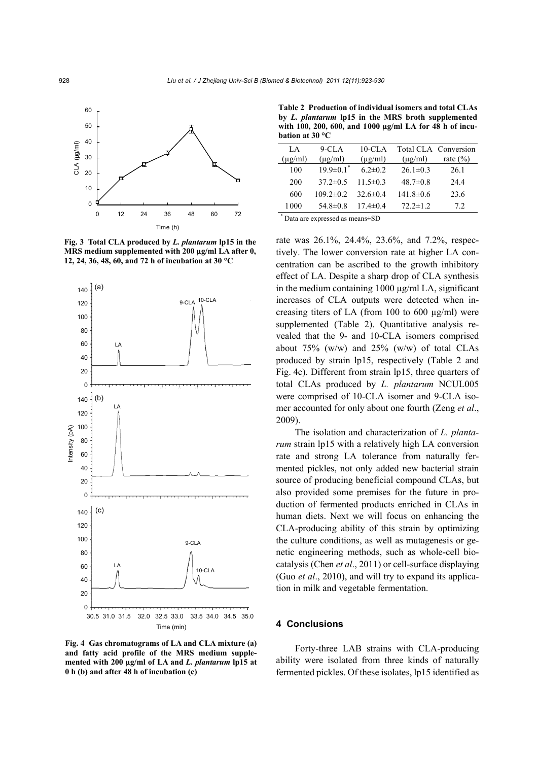Fig. 3 Total CLA produced by *L. plantarum* lp15 in the MRS medium supplemented with 200 μg/ml LA after 0, 12, 24, 36, 48, 60, and 72 h of incubation at 30 °C

Fig. 4 Gas chromatograms of LA and CLA mixture (a) and fatty acid profile of the MRS medium supplemented with 200 μg/ml of LA and *L. plantarum* lp15 at 0 h (b) and after 48 h of incubation (c)

**Table 2 Production of individual isomers and total CLAs by *L. plantarum* lp15 in the MRS broth supplemented with 100, 200, 600, and 1000 μg/ml LA for 48 h of incubation at 30 °C**

| LA (μg/ml) | 9-CLA (μg/ml) | 10-CLA (μg/ml) | Total CLA (μg/ml) | Conversion rate (%) |
|---|---|---|---|---|
| 100 | 19.9±0.1* | 6.2±0.2 | 26.1±0.3 | 26.1 |
| 200 | 37.2±0.5 | 11.5±0.3 | 48.7±0.8 | 24.4 |
| 600 | 109.2±0.2 | 32.6±0.4 | 141.8±0.6 | 23.6 |
| 1000 | 54.8±0.8 | 17.4±0.4 | 72.2±1.2 | 7.2 |

* Data are expressed as means±SD

rate was 26.1%, 24.4%, 23.6%, and 7.2%, respectively. The lower conversion rate at higher LA concentration can be ascribed to the growth inhibitory effect of LA. Despite a sharp drop of CLA synthesis in the medium containing 1000 μg/ml LA, significant increases of CLA outputs were detected when increasing titers of LA (from 100 to 600 μg/ml) were supplemented (Table 2). Quantitative analysis revealed that the 9- and 10-CLA isomers comprised about 75% (w/w) and 25% (w/w) of total CLAs produced by strain lp15, respectively (Table 2 and Fig. 4c). Different from strain lp15, three quarters of total CLAs produced by *L. plantarum* NCUL005 were comprised of 10-CLA isomer and 9-CLA isomer accounted for only about one fourth (Zeng *et al*., 2009).

The isolation and characterization of *L. plantarum* strain lp15 with a relatively high LA conversion rate and strong LA tolerance from naturally fermented pickles, not only added new bacterial strain source of producing beneficial compound CLAs, but also provided some premises for the future in production of fermented products enriched in CLAs in human diets. Next we will focus on enhancing the CLA-producing ability of this strain by optimizing the culture conditions, as well as mutagenesis or genetic engineering methods, such as whole-cell biocatalysis (Chen *et al*., 2011) or cell-surface displaying (Guo *et al*., 2010), and will try to expand its application in milk and vegetable fermentation.

## 4 Conclusions

Forty-three LAB strains with CLA-producing ability were isolated from three kinds of naturally fermented pickles. Of these isolates, lp15 identified as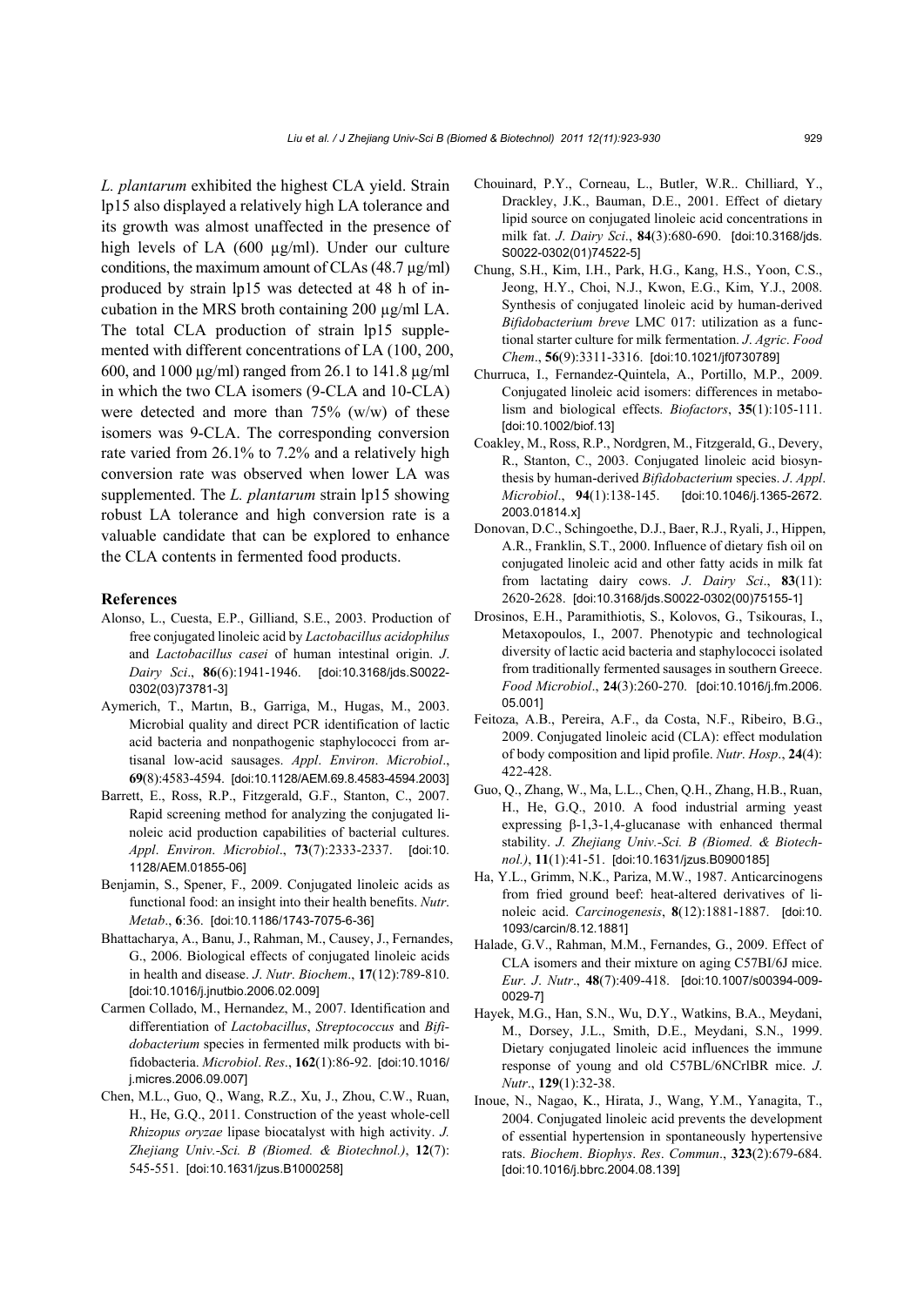*L. plantarum* exhibited the highest CLA yield. Strain lp15 also displayed a relatively high LA tolerance and its growth was almost unaffected in the presence of high levels of LA (600 μg/ml). Under our culture conditions, the maximum amount of CLAs (48.7 μg/ml) produced by strain lp15 was detected at 48 h of incubation in the MRS broth containing 200 μg/ml LA. The total CLA production of strain lp15 supplemented with different concentrations of LA (100, 200, 600, and 1000 μg/ml) ranged from 26.1 to 141.8 μg/ml in which the two CLA isomers (9-CLA and 10-CLA) were detected and more than 75% (w/w) of these isomers was 9-CLA. The corresponding conversion rate varied from 26.1% to 7.2% and a relatively high conversion rate was observed when lower LA was supplemented. The *L. plantarum* strain lp15 showing robust LA tolerance and high conversion rate is a valuable candidate that can be explored to enhance the CLA contents in fermented food products.

## References

Alonso, L., Cuesta, E.P., Gilliand, S.E., 2003. Production of free conjugated linoleic acid by *Lactobacillus acidophilus* and *Lactobacillus casei* of human intestinal origin. *J. Dairy Sci.*, **86**(6):1941-1946. [doi:10.3168/jds.S0022-0302(03)73781-3]

Aymerich, T., Martın, B., Garriga, M., Hugas, M., 2003. Microbial quality and direct PCR identification of lactic acid bacteria and nonpathogenic staphylococci from artisanal low-acid sausages. *Appl. Environ. Microbiol.*, **69**(8):4583-4594. [doi:10.1128/AEM.69.8.4583-4594.2003]

Barrett, E., Ross, R.P., Fitzgerald, G.F., Stanton, C., 2007. Rapid screening method for analyzing the conjugated linoleic acid production capabilities of bacterial cultures. *Appl. Environ. Microbiol.*, **73**(7):2333-2337. [doi:10.1128/AEM.01855-06]

Benjamin, S., Spener, F., 2009. Conjugated linoleic acids as functional food: an insight into their health benefits. *Nutr. Metab.*, **6**:36. [doi:10.1186/1743-7075-6-36]

Bhattacharya, A., Banu, J., Rahman, M., Causey, J., Fernandes, G., 2006. Biological effects of conjugated linoleic acids in health and disease. *J. Nutr. Biochem.*, **17**(12):789-810. [doi:10.1016/j.jnutbio.2006.02.009]

Carmen Collado, M., Hernandez, M., 2007. Identification and differentiation of *Lactobacillus*, *Streptococcus* and *Bifidobacterium* species in fermented milk products with bifidobacteria. *Microbiol. Res.*, **162**(1):86-92. [doi:10.1016/j.micres.2006.09.007]

Chen, M.L., Guo, Q., Wang, R.Z., Xu, J., Zhou, C.W., Ruan, H., He, G.Q., 2011. Construction of the yeast whole-cell *Rhizopus oryzae* lipase biocatalyst with high activity. *J. Zhejiang Univ.-Sci. B (Biomed. & Biotechnol.)*, **12**(7): 545-551. [doi:10.1631/jzus.B1000258]

Chouinard, P.Y., Corneau, L., Butler, W.R.. Chilliard, Y., Drackley, J.K., Bauman, D.E., 2001. Effect of dietary lipid source on conjugated linoleic acid concentrations in milk fat. *J. Dairy Sci.*, **84**(3):680-690. [doi:10.3168/jds.S0022-0302(01)74522-5]

Chung, S.H., Kim, I.H., Park, H.G., Kang, H.S., Yoon, C.S., Jeong, H.Y., Choi, N.J., Kwon, E.G., Kim, Y.J., 2008. Synthesis of conjugated linoleic acid by human-derived *Bifidobacterium breve* LMC 017: utilization as a functional starter culture for milk fermentation. *J. Agric. Food Chem.*, **56**(9):3311-3316. [doi:10.1021/jf0730789]

Churruca, I., Fernandez-Quintela, A., Portillo, M.P., 2009. Conjugated linoleic acid isomers: differences in metabolism and biological effects. *Biofactors*, **35**(1):105-111. [doi:10.1002/biof.13]

Coakley, M., Ross, R.P., Nordgren, M., Fitzgerald, G., Devery, R., Stanton, C., 2003. Conjugated linoleic acid biosynthesis by human-derived *Bifidobacterium* species. *J. Appl. Microbiol.*, **94**(1):138-145. [doi:10.1046/j.1365-2672.2003.01814.x]

Donovan, D.C., Schingoethe, D.J., Baer, R.J., Ryali, J., Hippen, A.R., Franklin, S.T., 2000. Influence of dietary fish oil on conjugated linoleic acid and other fatty acids in milk fat from lactating dairy cows. *J. Dairy Sci.*, **83**(11): 2620-2628. [doi:10.3168/jds.S0022-0302(00)75155-1]

Drosinos, E.H., Paramithiotis, S., Kolovos, G., Tsikouras, I., Metaxopoulos, I., 2007. Phenotypic and technological diversity of lactic acid bacteria and staphylococci isolated from traditionally fermented sausages in southern Greece. *Food Microbiol.*, **24**(3):260-270. [doi:10.1016/j.fm.2006.05.001]

Feitoza, A.B., Pereira, A.F., da Costa, N.F., Ribeiro, B.G., 2009. Conjugated linoleic acid (CLA): effect modulation of body composition and lipid profile. *Nutr. Hosp.*, **24**(4): 422-428.

Guo, Q., Zhang, W., Ma, L.L., Chen, Q.H., Zhang, H.B., Ruan, H., He, G.Q., 2010. A food industrial arming yeast expressing β-1,3-1,4-glucanase with enhanced thermal stability. *J. Zhejiang Univ.-Sci. B (Biomed. & Biotechnol.)*, **11**(1):41-51. [doi:10.1631/jzus.B0900185]

Ha, Y.L., Grimm, N.K., Pariza, M.W., 1987. Anticarcinogens from fried ground beef: heat-altered derivatives of linoleic acid. *Carcinogenesis*, **8**(12):1881-1887. [doi:10.1093/carcin/8.12.1881]

Halade, G.V., Rahman, M.M., Fernandes, G., 2009. Effect of CLA isomers and their mixture on aging C57Bl/6J mice. *Eur. J. Nutr.*, **48**(7):409-418. [doi:10.1007/s00394-009-0029-7]

Hayek, M.G., Han, S.N., Wu, D.Y., Watkins, B.A., Meydani, M., Dorsey, J.L., Smith, D.E., Meydani, S.N., 1999. Dietary conjugated linoleic acid influences the immune response of young and old C57BL/6NCrlBR mice. *J. Nutr.*, **129**(1):32-38.

Inoue, N., Nagao, K., Hirata, J., Wang, Y.M., Yanagita, T., 2004. Conjugated linoleic acid prevents the development of essential hypertension in spontaneously hypertensive rats. *Biochem. Biophys. Res. Commun.*, **323**(2):679-684. [doi:10.1016/j.bbrc.2004.08.139]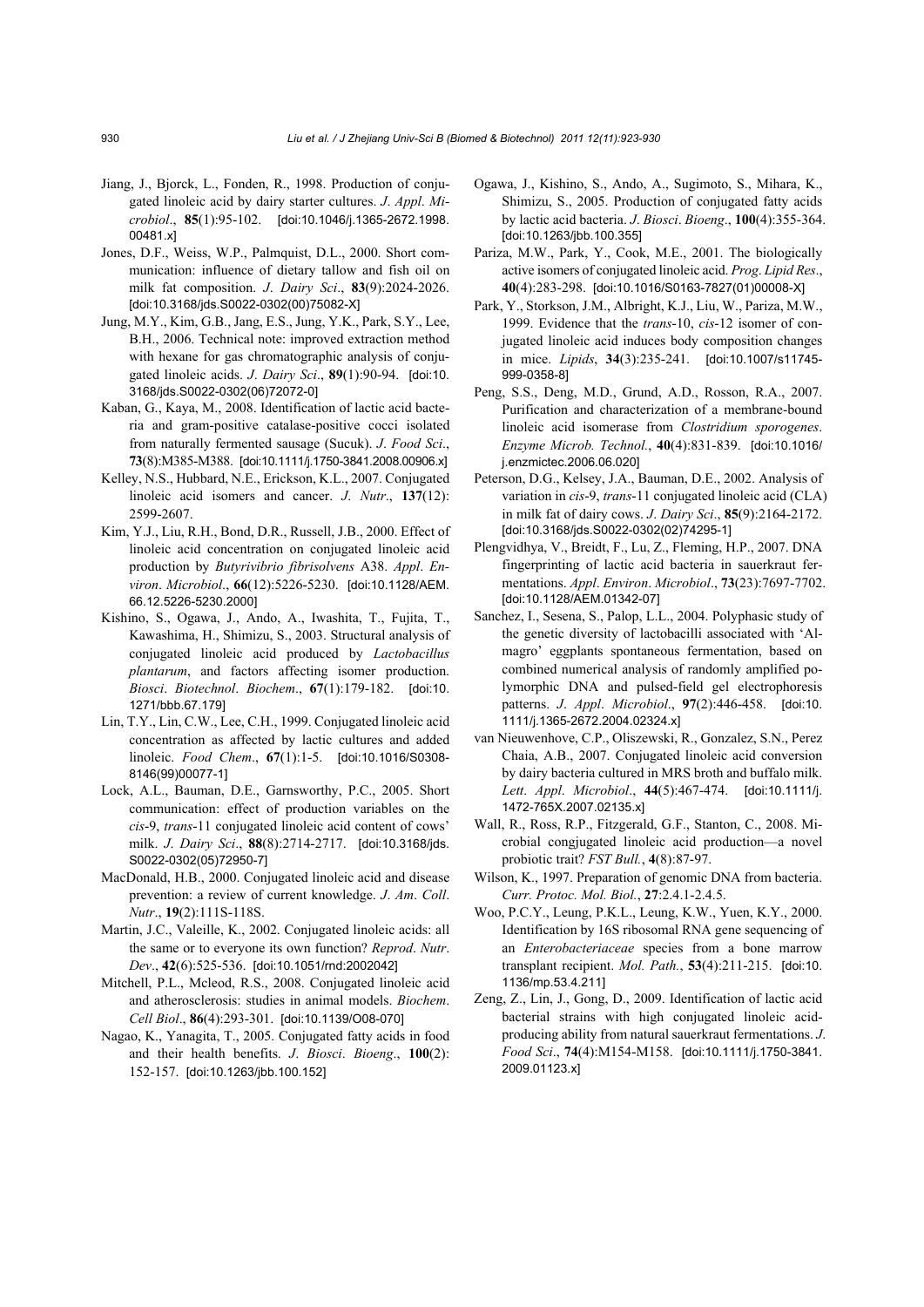Jiang, J., Bjorck, L., Fonden, R., 1998. Production of conjugated linoleic acid by dairy starter cultures. *J. Appl. Microbiol.*, **85**(1):95-102. [doi:10.1046/j.1365-2672.1998.00481.x]

Jones, D.F., Weiss, W.P., Palmquist, D.L., 2000. Short communication: influence of dietary tallow and fish oil on milk fat composition. *J. Dairy Sci.*, **83**(9):2024-2026. [doi:10.3168/jds.S0022-0302(00)75082-X]

Jung, M.Y., Kim, G.B., Jang, E.S., Jung, Y.K., Park, S.Y., Lee, B.H., 2006. Technical note: improved extraction method with hexane for gas chromatographic analysis of conjugated linoleic acids. *J. Dairy Sci.*, **89**(1):90-94. [doi:10.3168/jds.S0022-0302(06)72072-0]

Kaban, G., Kaya, M., 2008. Identification of lactic acid bacteria and gram-positive catalase-positive cocci isolated from naturally fermented sausage (Sucuk). *J. Food Sci.*, **73**(8):M385-M388. [doi:10.1111/j.1750-3841.2008.00906.x]

Kelley, N.S., Hubbard, N.E., Erickson, K.L., 2007. Conjugated linoleic acid isomers and cancer. *J. Nutr.*, **137**(12):2599-2607.

Kim, Y.J., Liu, R.H., Bond, D.R., Russell, J.B., 2000. Effect of linoleic acid concentration on conjugated linoleic acid production by *Butyrivibrio fibrisolvens* A38. *Appl. Environ. Microbiol.*, **66**(12):5226-5230. [doi:10.1128/AEM.66.12.5226-5230.2000]

Kishino, S., Ogawa, J., Ando, A., Iwashita, T., Fujita, T., Kawashima, H., Shimizu, S., 2003. Structural analysis of conjugated linoleic acid produced by *Lactobacillus plantarum*, and factors affecting isomer production. *Biosci. Biotechnol. Biochem.*, **67**(1):179-182. [doi:10.1271/bbb.67.179]

Lin, T.Y., Lin, C.W., Lee, C.H., 1999. Conjugated linoleic acid concentration as affected by lactic cultures and added linoleic. *Food Chem.*, **67**(1):1-5. [doi:10.1016/S0308-8146(99)00077-1]

Lock, A.L., Bauman, D.E., Garnsworthy, P.C., 2005. Short communication: effect of production variables on the *cis*-9, *trans*-11 conjugated linoleic acid content of cows' milk. *J. Dairy Sci.*, **88**(8):2714-2717. [doi:10.3168/jds.S0022-0302(05)72950-7]

MacDonald, H.B., 2000. Conjugated linoleic acid and disease prevention: a review of current knowledge. *J. Am. Coll. Nutr.*, **19**(2):111S-118S.

Martin, J.C., Valeille, K., 2002. Conjugated linoleic acids: all the same or to everyone its own function? *Reprod. Nutr. Dev.*, **42**(6):525-536. [doi:10.1051/rnd:2002042]

Mitchell, P.L., Mcleod, R.S., 2008. Conjugated linoleic acid and atherosclerosis: studies in animal models. *Biochem. Cell Biol.*, **86**(4):293-301. [doi:10.1139/O08-070]

Nagao, K., Yanagita, T., 2005. Conjugated fatty acids in food and their health benefits. *J. Biosci. Bioeng.*, **100**(2):152-157. [doi:10.1263/jbb.100.152]

Ogawa, J., Kishino, S., Ando, A., Sugimoto, S., Mihara, K., Shimizu, S., 2005. Production of conjugated fatty acids by lactic acid bacteria. *J. Biosci. Bioeng.*, **100**(4):355-364. [doi:10.1263/jbb.100.355]

Pariza, M.W., Park, Y., Cook, M.E., 2001. The biologically active isomers of conjugated linoleic acid. *Prog. Lipid Res.*, **40**(4):283-298. [doi:10.1016/S0163-7827(01)00008-X]

Park, Y., Storkson, J.M., Albright, K.J., Liu, W., Pariza, M.W., 1999. Evidence that the *trans*-10, *cis*-12 isomer of conjugated linoleic acid induces body composition changes in mice. *Lipids*, **34**(3):235-241. [doi:10.1007/s11745-999-0358-8]

Peng, S.S., Deng, M.D., Grund, A.D., Rosson, R.A., 2007. Purification and characterization of a membrane-bound linoleic acid isomerase from *Clostridium sporogenes*. *Enzyme Microb. Technol.*, **40**(4):831-839. [doi:10.1016/j.enzmictec.2006.06.020]

Peterson, D.G., Kelsey, J.A., Bauman, D.E., 2002. Analysis of variation in *cis*-9, *trans*-11 conjugated linoleic acid (CLA) in milk fat of dairy cows. *J. Dairy Sci.*, **85**(9):2164-2172. [doi:10.3168/jds.S0022-0302(02)74295-1]

Plengvidhya, V., Breidt, F., Lu, Z., Fleming, H.P., 2007. DNA fingerprinting of lactic acid bacteria in sauerkraut fermentations. *Appl. Environ. Microbiol.*, **73**(23):7697-7702. [doi:10.1128/AEM.01342-07]

Sanchez, I., Sesena, S., Palop, L.L., 2004. Polyphasic study of the genetic diversity of lactobacilli associated with 'Almagro' eggplants spontaneous fermentation, based on combined numerical analysis of randomly amplified polymorphic DNA and pulsed-field gel electrophoresis patterns. *J. Appl. Microbiol.*, **97**(2):446-458. [doi:10.1111/j.1365-2672.2004.02324.x]

van Nieuwenhove, C.P., Oliszewski, R., Gonzalez, S.N., Perez Chaia, A.B., 2007. Conjugated linoleic acid conversion by dairy bacteria cultured in MRS broth and buffalo milk. *Lett. Appl. Microbiol.*, **44**(5):467-474. [doi:10.1111/j.1472-765X.2007.02135.x]

Wall, R., Ross, R.P., Fitzgerald, G.F., Stanton, C., 2008. Microbial congjugated linoleic acid production—a novel probiotic trait? *FST Bull.*, **4**(8):87-97.

Wilson, K., 1997. Preparation of genomic DNA from bacteria. *Curr. Protoc. Mol. Biol.*, **27**:2.4.1-2.4.5.

Woo, P.C.Y., Leung, P.K.L., Leung, K.W., Yuen, K.Y., 2000. Identification by 16S ribosomal RNA gene sequencing of an *Enterobacteriaceae* species from a bone marrow transplant recipient. *Mol. Path.*, **53**(4):211-215. [doi:10.1136/mp.53.4.211]

Zeng, Z., Lin, J., Gong, D., 2009. Identification of lactic acid bacterial strains with high conjugated linoleic acid-producing ability from natural sauerkraut fermentations. *J. Food Sci.*, **74**(4):M154-M158. [doi:10.1111/j.1750-3841.2009.01123.x]